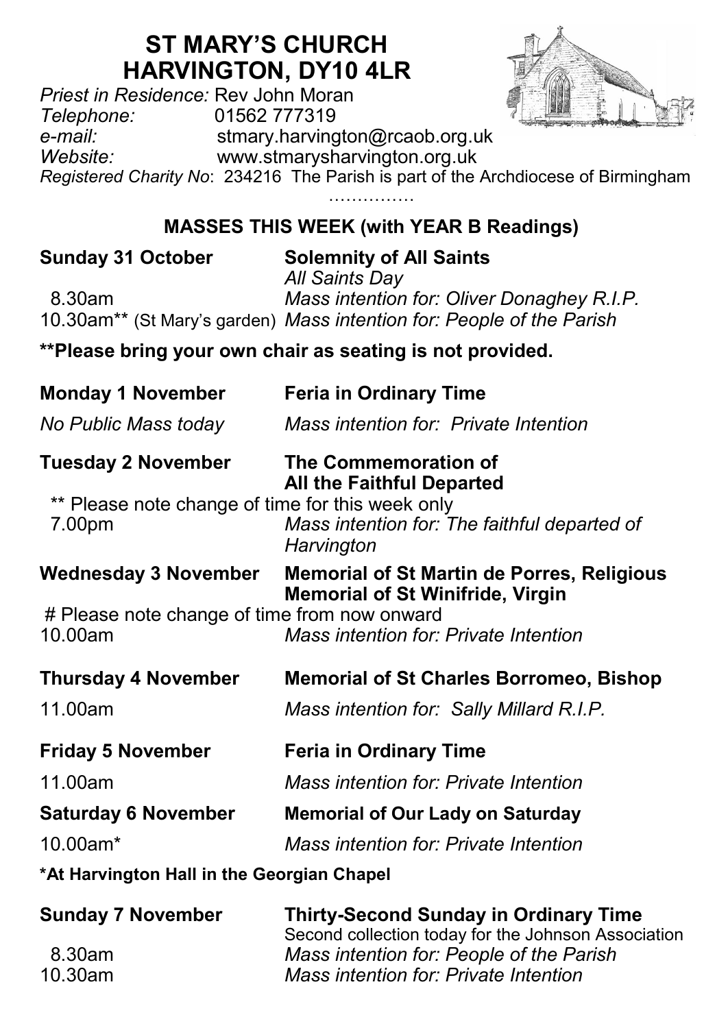# ST MARY'S CHURCH
# HARVINGTON, DY10 4LR

*Priest in Residence:* Rev John Moran
*Telephone:* 01562 777319
*e-mail:* stmary.harvington@rcaob.org.uk
*Website:* www.stmarysharvington.org.uk
*Registered Charity No*: 234216 The Parish is part of the Archdiocese of Birmingham

……………

## MASSES THIS WEEK (with YEAR B Readings)

**Sunday 31 October** — **Solemnity of All Saints**
*All Saints Day*

8.30am — *Mass intention for: Oliver Donaghey R.I.P.*
10.30am** (St Mary's garden) — *Mass intention for: People of the Parish*

**\*\*Please bring your own chair as seating is not provided.**

**Monday 1 November** — **Feria in Ordinary Time**

*No Public Mass today* — *Mass intention for: Private Intention*

**Tuesday 2 November** — **The Commemoration of All the Faithful Departed**

** Please note change of time for this week only
7.00pm — *Mass intention for: The faithful departed of Harvington*

**Wednesday 3 November** — **Memorial of St Martin de Porres, Religious**
**Memorial of St Winifride, Virgin**

# Please note change of time from now onward
10.00am — *Mass intention for: Private Intention*

**Thursday 4 November** — **Memorial of St Charles Borromeo, Bishop**

11.00am — *Mass intention for: Sally Millard R.I.P.*

**Friday 5 November** — **Feria in Ordinary Time**

11.00am — *Mass intention for: Private Intention*

**Saturday 6 November** — **Memorial of Our Lady on Saturday**

10.00am* — *Mass intention for: Private Intention*

**\*At Harvington Hall in the Georgian Chapel**

**Sunday 7 November** — **Thirty-Second Sunday in Ordinary Time**
Second collection today for the Johnson Association

8.30am — *Mass intention for: People of the Parish*
10.30am — *Mass intention for: Private Intention*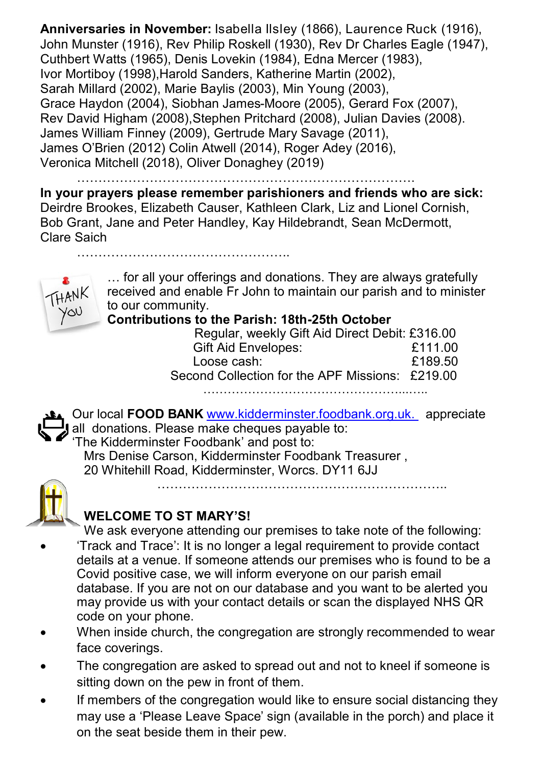**Anniversaries in November:** Isabella Ilsley (1866), Laurence Ruck (1916), John Munster (1916), Rev Philip Roskell (1930), Rev Dr Charles Eagle (1947), Cuthbert Watts (1965), Denis Lovekin (1984), Edna Mercer (1983), Ivor Mortiboy (1998),Harold Sanders, Katherine Martin (2002), Sarah Millard (2002), Marie Baylis (2003), Min Young (2003), Grace Haydon (2004), Siobhan James-Moore (2005), Gerard Fox (2007), Rev David Higham (2008),Stephen Pritchard (2008), Julian Davies (2008). James William Finney (2009), Gertrude Mary Savage (2011), James O'Brien (2012) Colin Atwell (2014), Roger Adey (2016), Veronica Mitchell (2018), Oliver Donaghey (2019)

…………………………………………………………………………

**In your prayers please remember parishioners and friends who are sick:** Deirdre Brookes, Elizabeth Causer, Kathleen Clark, Liz and Lionel Cornish, Bob Grant, Jane and Peter Handley, Kay Hildebrandt, Sean McDermott, Clare Saich

……………………………………………..

THANK YOU … for all your offerings and donations. They are always gratefully received and enable Fr John to maintain our parish and to minister to our community.

**Contributions to the Parish: 18th-25th October**

| | |
|---|---|
| Regular, weekly Gift Aid Direct Debit: | £316.00 |
| Gift Aid Envelopes: | £111.00 |
| Loose cash: | £189.50 |
| Second Collection for the APF Missions: | £219.00 |

………………………………………………..…..

Our local **FOOD BANK** www.kidderminster.foodbank.org.uk. appreciate all donations. Please make cheques payable to:
'The Kidderminster Foodbank' and post to:
Mrs Denise Carson, Kidderminster Foodbank Treasurer ,
20 Whitehill Road, Kidderminster, Worcs. DY11 6JJ

……………………………………………………………..

**WELCOME TO ST MARY'S!**

We ask everyone attending our premises to take note of the following:

- 'Track and Trace': It is no longer a legal requirement to provide contact details at a venue. If someone attends our premises who is found to be a Covid positive case, we will inform everyone on our parish email database. If you are not on our database and you want to be alerted you may provide us with your contact details or scan the displayed NHS QR code on your phone.
- When inside church, the congregation are strongly recommended to wear face coverings.
- The congregation are asked to spread out and not to kneel if someone is sitting down on the pew in front of them.
- If members of the congregation would like to ensure social distancing they may use a 'Please Leave Space' sign (available in the porch) and place it on the seat beside them in their pew.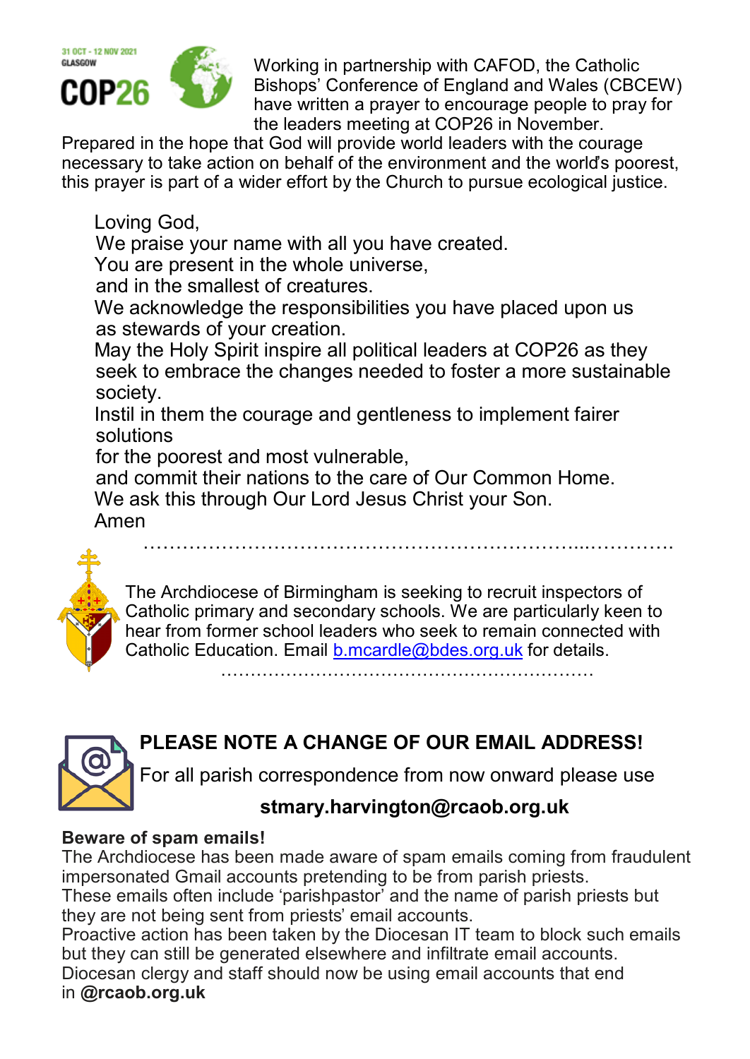Working in partnership with CAFOD, the Catholic Bishops' Conference of England and Wales (CBCEW) have written a prayer to encourage people to pray for the leaders meeting at COP26 in November.

Prepared in the hope that God will provide world leaders with the courage necessary to take action on behalf of the environment and the world's poorest, this prayer is part of a wider effort by the Church to pursue ecological justice.

Loving God,
We praise your name with all you have created.
You are present in the whole universe,
and in the smallest of creatures.
We acknowledge the responsibilities you have placed upon us
as stewards of your creation.
May the Holy Spirit inspire all political leaders at COP26 as they seek to embrace the changes needed to foster a more sustainable society.
Instil in them the courage and gentleness to implement fairer solutions
for the poorest and most vulnerable,
and commit their nations to the care of Our Common Home.
We ask this through Our Lord Jesus Christ your Son.
Amen

…………………………………………………………………………

The Archdiocese of Birmingham is seeking to recruit inspectors of Catholic primary and secondary schools. We are particularly keen to hear from former school leaders who seek to remain connected with Catholic Education. Email b.mcardle@bdes.org.uk for details.

…………………………………………………………

## PLEASE NOTE A CHANGE OF OUR EMAIL ADDRESS!

For all parish correspondence from now onward please use

**stmary.harvington@rcaob.org.uk**

**Beware of spam emails!**

The Archdiocese has been made aware of spam emails coming from fraudulent impersonated Gmail accounts pretending to be from parish priests.
These emails often include 'parishpastor' and the name of parish priests but they are not being sent from priests' email accounts.
Proactive action has been taken by the Diocesan IT team to block such emails but they can still be generated elsewhere and infiltrate email accounts.
Diocesan clergy and staff should now be using email accounts that end in **@rcaob.org.uk**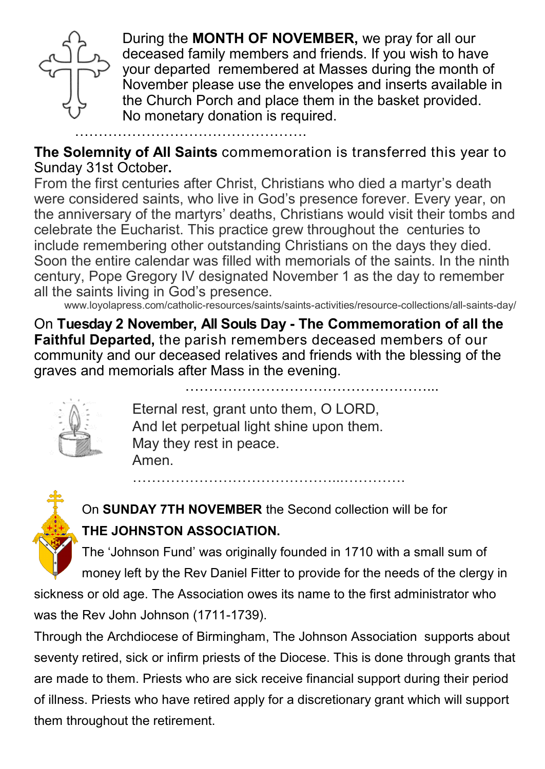During the **MONTH OF NOVEMBER,** we pray for all our deceased family members and friends. If you wish to have your departed remembered at Masses during the month of November please use the envelopes and inserts available in the Church Porch and place them in the basket provided. No monetary donation is required.

…………………………………………

**The Solemnity of All Saints** commemoration is transferred this year to Sunday 31st October**.**

From the first centuries after Christ, Christians who died a martyr's death were considered saints, who live in God's presence forever. Every year, on the anniversary of the martyrs' deaths, Christians would visit their tombs and celebrate the Eucharist. This practice grew throughout the centuries to include remembering other outstanding Christians on the days they died. Soon the entire calendar was filled with memorials of the saints. In the ninth century, Pope Gregory IV designated November 1 as the day to remember all the saints living in God's presence.

www.loyolapress.com/catholic-resources/saints/saints-activities/resource-collections/all-saints-day/

On **Tuesday 2 November, All Souls Day - The Commemoration of all the Faithful Departed,** the parish remembers deceased members of our community and our deceased relatives and friends with the blessing of the graves and memorials after Mass in the evening.

………………………………………………...

Eternal rest, grant unto them, O LORD,
And let perpetual light shine upon them.
May they rest in peace.
Amen.

……………………………………...…………

On **SUNDAY 7TH NOVEMBER** the Second collection will be for

**THE JOHNSTON ASSOCIATION.**

The 'Johnson Fund' was originally founded in 1710 with a small sum of money left by the Rev Daniel Fitter to provide for the needs of the clergy in sickness or old age. The Association owes its name to the first administrator who was the Rev John Johnson (1711-1739).

Through the Archdiocese of Birmingham, The Johnson Association supports about seventy retired, sick or infirm priests of the Diocese. This is done through grants that are made to them. Priests who are sick receive financial support during their period of illness. Priests who have retired apply for a discretionary grant which will support them throughout the retirement.